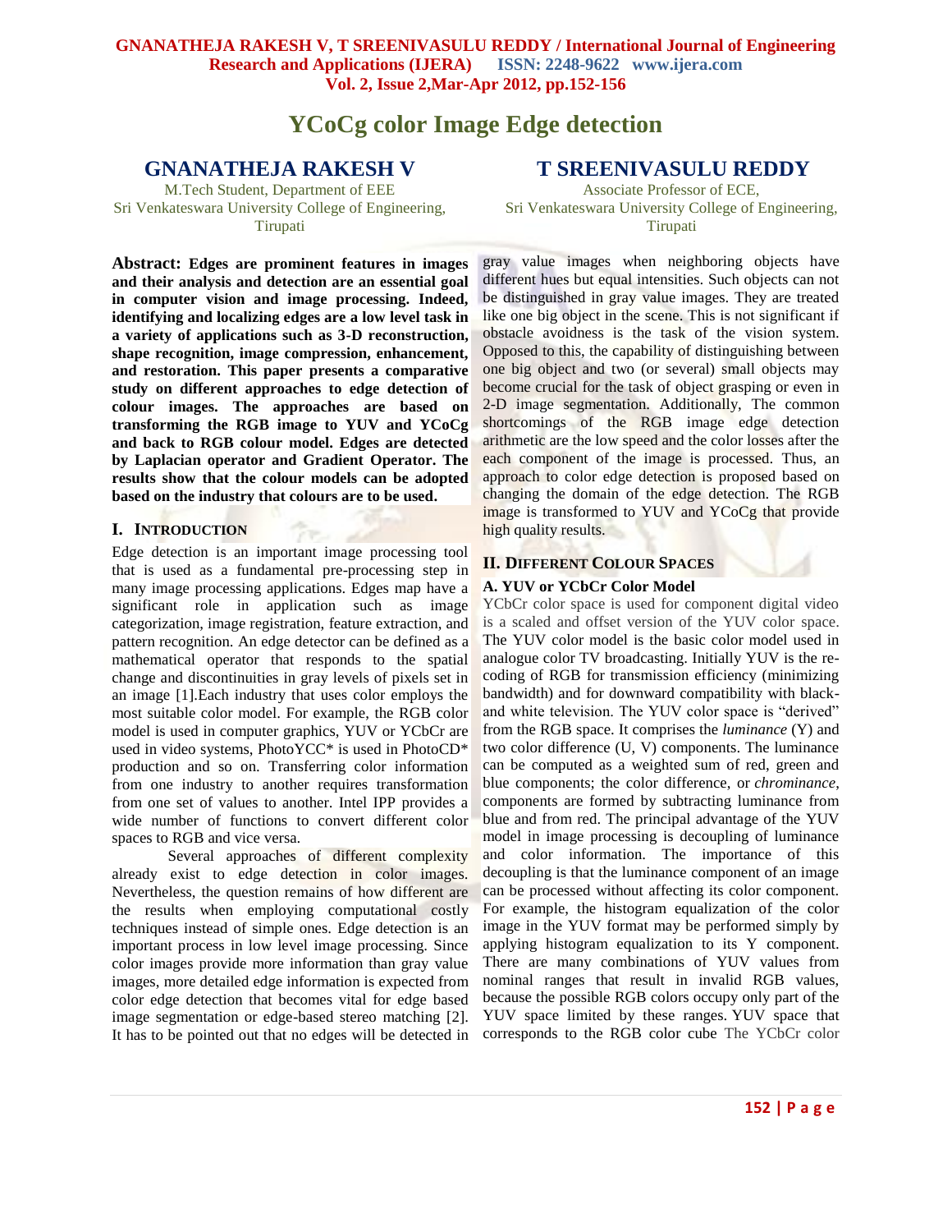# YCoCg color Image Edge detection

**GNANATHEJA RAKESH V**
M.Tech Student, Department of EEE
Sri Venkateswara University College of Engineering, Tirupati

**T SREENIVASULU REDDY**
Associate Professor of ECE,
Sri Venkateswara University College of Engineering, Tirupati

**Abstract: Edges are prominent features in images and their analysis and detection are an essential goal in computer vision and image processing. Indeed, identifying and localizing edges are a low level task in a variety of applications such as 3-D reconstruction, shape recognition, image compression, enhancement, and restoration. This paper presents a comparative study on different approaches to edge detection of colour images. The approaches are based on transforming the RGB image to YUV and YCoCg and back to RGB colour model. Edges are detected by Laplacian operator and Gradient Operator. The results show that the colour models can be adopted based on the industry that colours are to be used.**

## I. INTRODUCTION

Edge detection is an important image processing tool that is used as a fundamental pre-processing step in many image processing applications. Edges map have a significant role in application such as image categorization, image registration, feature extraction, and pattern recognition. An edge detector can be defined as a mathematical operator that responds to the spatial change and discontinuities in gray levels of pixels set in an image [1].Each industry that uses color employs the most suitable color model. For example, the RGB color model is used in computer graphics, YUV or YCbCr are used in video systems, PhotoYCC* is used in PhotoCD* production and so on. Transferring color information from one industry to another requires transformation from one set of values to another. Intel IPP provides a wide number of functions to convert different color spaces to RGB and vice versa.

Several approaches of different complexity already exist to edge detection in color images. Nevertheless, the question remains of how different are the results when employing computational costly techniques instead of simple ones. Edge detection is an important process in low level image processing. Since color images provide more information than gray value images, more detailed edge information is expected from color edge detection that becomes vital for edge based image segmentation or edge-based stereo matching [2]. It has to be pointed out that no edges will be detected in gray value images when neighboring objects have different hues but equal intensities. Such objects can not be distinguished in gray value images. They are treated like one big object in the scene. This is not significant if obstacle avoidness is the task of the vision system. Opposed to this, the capability of distinguishing between one big object and two (or several) small objects may become crucial for the task of object grasping or even in 2-D image segmentation. Additionally, The common shortcomings of the RGB image edge detection arithmetic are the low speed and the color losses after the each component of the image is processed. Thus, an approach to color edge detection is proposed based on changing the domain of the edge detection. The RGB image is transformed to YUV and YCoCg that provide high quality results.

## II. DIFFERENT COLOUR SPACES

### A. YUV or YCbCr Color Model

YCbCr color space is used for component digital video is a scaled and offset version of the YUV color space. The YUV color model is the basic color model used in analogue color TV broadcasting. Initially YUV is the re-coding of RGB for transmission efficiency (minimizing bandwidth) and for downward compatibility with black-and white television. The YUV color space is "derived" from the RGB space. It comprises the *luminance* (Y) and two color difference (U, V) components. The luminance can be computed as a weighted sum of red, green and blue components; the color difference, or *chrominance*, components are formed by subtracting luminance from blue and from red. The principal advantage of the YUV model in image processing is decoupling of luminance and color information. The importance of this decoupling is that the luminance component of an image can be processed without affecting its color component. For example, the histogram equalization of the color image in the YUV format may be performed simply by applying histogram equalization to its Y component. There are many combinations of YUV values from nominal ranges that result in invalid RGB values, because the possible RGB colors occupy only part of the YUV space limited by these ranges. YUV space that corresponds to the RGB color cube The YCbCr color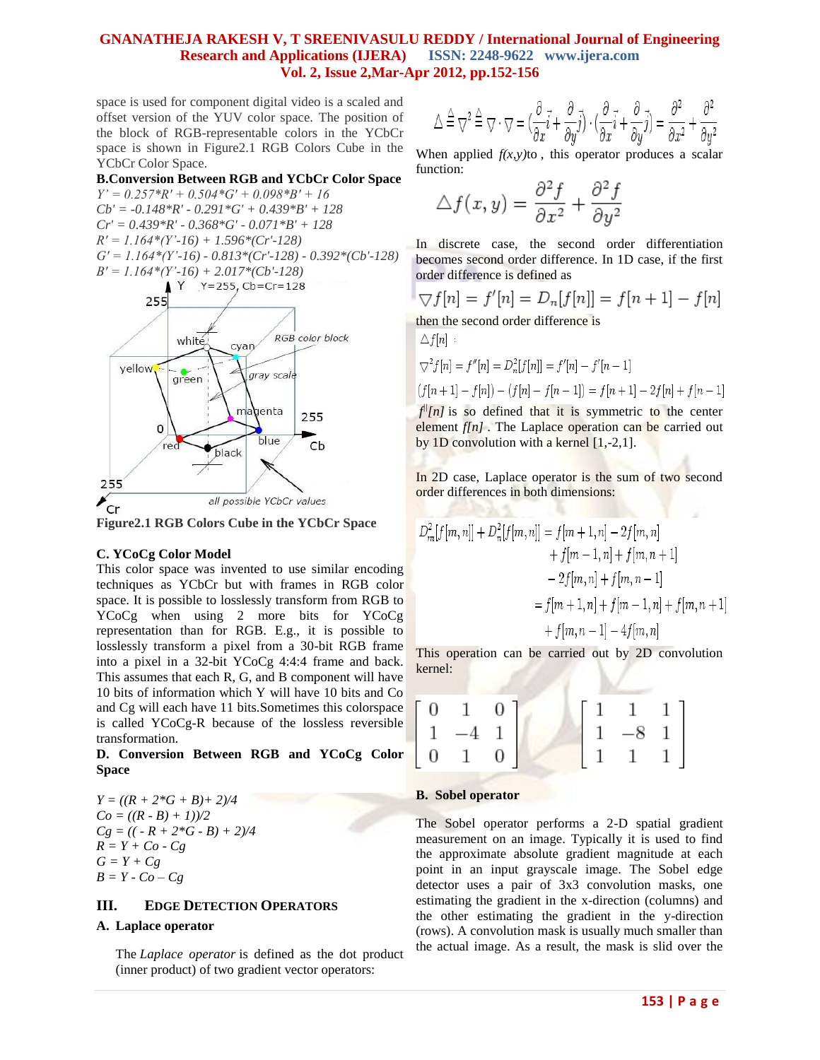space is used for component digital video is a scaled and offset version of the YUV color space. The position of the block of RGB-representable colors in the YCbCr space is shown in Figure2.1 RGB Colors Cube in the YCbCr Color Space.

**B.Conversion Between RGB and YCbCr Color Space**

*Y' = 0.257\*R' + 0.504\*G' + 0.098\*B' + 16*
*Cb' = -0.148\*R' - 0.291\*G' + 0.439\*B' + 128*
*Cr' = 0.439\*R' - 0.368\*G' - 0.071\*B' + 128*
*R' = 1.164\*(Y'-16) + 1.596\*(Cr'-128)*
*G' = 1.164\*(Y'-16) - 0.813\*(Cr'-128) - 0.392\*(Cb'-128)*
*B' = 1.164\*(Y'-16) + 2.017\*(Cb'-128)*

**Figure2.1 RGB Colors Cube in the YCbCr Space**

**C. YCoCg Color Model**

This color space was invented to use similar encoding techniques as YCbCr but with frames in RGB color space. It is possible to losslessly transform from RGB to YCoCg when using 2 more bits for YCoCg representation than for RGB. E.g., it is possible to losslessly transform a pixel from a 30-bit RGB frame into a pixel in a 32-bit YCoCg 4:4:4 frame and back. This assumes that each R, G, and B component will have 10 bits of information which Y will have 10 bits and Co and Cg will each have 11 bits.Sometimes this colorspace is called YCoCg-R because of the lossless reversible transformation.

**D. Conversion Between RGB and YCoCg Color Space**

*Y = ((R + 2\*G + B)+ 2)/4*
*Co = ((R - B) + 1))/2*
*Cg = (( - R + 2\*G - B) + 2)/4*
*R = Y + Co - Cg*
*G = Y + Cg*
*B = Y - Co – Cg*

## III. EDGE DETECTION OPERATORS

### A. Laplace operator

The *Laplace operator* is defined as the dot product (inner product) of two gradient vector operators:

$$\Delta \triangleq \nabla^2 \triangleq \nabla \cdot \nabla = \left(\frac{\partial}{\partial x}\vec{i} + \frac{\partial}{\partial y}\vec{j}\right) \cdot \left(\frac{\partial}{\partial x}\vec{i} + \frac{\partial}{\partial y}\vec{j}\right) = \frac{\partial^2}{\partial x^2} + \frac{\partial^2}{\partial y^2}$$

When applied *f(x,y)*to , this operator produces a scalar function:

$$\triangle f(x,y) = \frac{\partial^2 f}{\partial x^2} + \frac{\partial^2 f}{\partial y^2}$$

In discrete case, the second order differentiation becomes second order difference. In 1D case, if the first order difference is defined as

$$\nabla f[n] = f'[n] = D_n[f[n]] = f[n+1] - f[n]$$

then the second order difference is

$$\triangle f[n]$$

$$\nabla^2 f[n] = f''[n] = D_n^2[f[n]] = f'[n] - f'[n-1]$$

$$(f[n+1] - f[n]) - (f[n] - f[n-1]) = f[n+1] - 2f[n] + f[n-1]$$

$f''[n]$ is so defined that it is symmetric to the center element $f[n]$ . The Laplace operation can be carried out by 1D convolution with a kernel [1,-2,1].

In 2D case, Laplace operator is the sum of two second order differences in both dimensions:

$$\begin{aligned} D_m^2[f[m,n]] + D_n^2[f[m,n]] &= f[m+1,n] - 2f[m,n] \\ &+ f[m-1,n] + f[m,n+1] \\ &- 2f[m,n] + f[m,n-1] \\ &= f[m+1,n] + f[m-1,n] + f[m,n+1] \\ &+ f[m,n-1] - 4f[m,n] \end{aligned}$$

This operation can be carried out by 2D convolution kernel:

$$\begin{bmatrix} 0 & 1 & 0 \\ 1 & -4 & 1 \\ 0 & 1 & 0 \end{bmatrix} \qquad \begin{bmatrix} 1 & 1 & 1 \\ 1 & -8 & 1 \\ 1 & 1 & 1 \end{bmatrix}$$

### B. Sobel operator

The Sobel operator performs a 2-D spatial gradient measurement on an image. Typically it is used to find the approximate absolute gradient magnitude at each point in an input grayscale image. The Sobel edge detector uses a pair of 3x3 convolution masks, one estimating the gradient in the x-direction (columns) and the other estimating the gradient in the y-direction (rows). A convolution mask is usually much smaller than the actual image. As a result, the mask is slid over the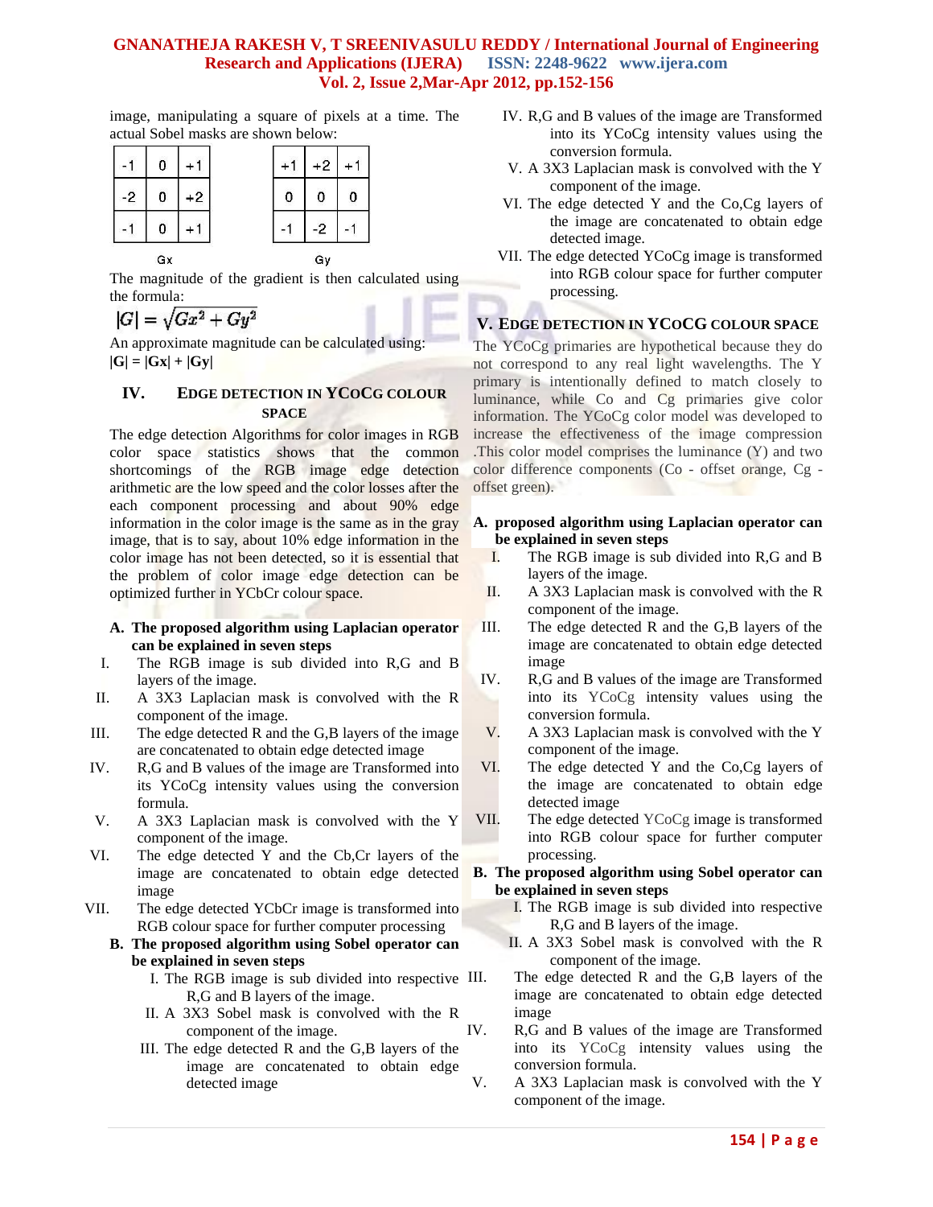image, manipulating a square of pixels at a time. The actual Sobel masks are shown below:

| -1 | 0 | +1 |
|---|---|---|
| -2 | 0 | +2 |
| -1 | 0 | +1 |

Gx

| +1 | +2 | +1 |
|---|---|---|
| 0 | 0 | 0 |
| -1 | -2 | -1 |

Gy

The magnitude of the gradient is then calculated using the formula:

$$|G| = \sqrt{Gx^2 + Gy^2}$$

An approximate magnitude can be calculated using:
**|G| = |Gx| + |Gy|**

## IV. EDGE DETECTION IN YCOCG COLOUR SPACE

The edge detection Algorithms for color images in RGB color space statistics shows that the common shortcomings of the RGB image edge detection arithmetic are the low speed and the color losses after the each component processing and about 90% edge information in the color image is the same as in the gray image, that is to say, about 10% edge information in the color image has not been detected, so it is essential that the problem of color image edge detection can be optimized further in YCbCr colour space.

### A. The proposed algorithm using Laplacian operator can be explained in seven steps

I. The RGB image is sub divided into R,G and B layers of the image.
II. A 3X3 Laplacian mask is convolved with the R component of the image.
III. The edge detected R and the G,B layers of the image are concatenated to obtain edge detected image
IV. R,G and B values of the image are Transformed into its YCoCg intensity values using the conversion formula.
V. A 3X3 Laplacian mask is convolved with the Y component of the image.
VI. The edge detected Y and the Cb,Cr layers of the image are concatenated to obtain edge detected image
VII. The edge detected YCbCr image is transformed into RGB colour space for further computer processing

### B. The proposed algorithm using Sobel operator can be explained in seven steps

I. The RGB image is sub divided into respective R,G and B layers of the image.
II. A 3X3 Sobel mask is convolved with the R component of the image.
III. The edge detected R and the G,B layers of the image are concatenated to obtain edge detected image
IV. R,G and B values of the image are Transformed into its YCoCg intensity values using the conversion formula.
V. A 3X3 Laplacian mask is convolved with the Y component of the image.
VI. The edge detected Y and the Co,Cg layers of the image are concatenated to obtain edge detected image.
VII. The edge detected YCoCg image is transformed into RGB colour space for further computer processing.

## V. EDGE DETECTION IN YCOCG COLOUR SPACE

The YCoCg primaries are hypothetical because they do not correspond to any real light wavelengths. The Y primary is intentionally defined to match closely to luminance, while Co and Cg primaries give color information. The YCoCg color model was developed to increase the effectiveness of the image compression .This color model comprises the luminance (Y) and two color difference components (Co - offset orange, Cg - offset green).

### A. proposed algorithm using Laplacian operator can be explained in seven steps

I. The RGB image is sub divided into R,G and B layers of the image.
II. A 3X3 Laplacian mask is convolved with the R component of the image.
III. The edge detected R and the G,B layers of the image are concatenated to obtain edge detected image
IV. R,G and B values of the image are Transformed into its YCoCg intensity values using the conversion formula.
V. A 3X3 Laplacian mask is convolved with the Y component of the image.
VI. The edge detected Y and the Co,Cg layers of the image are concatenated to obtain edge detected image
VII. The edge detected YCoCg image is transformed into RGB colour space for further computer processing.

### B. The proposed algorithm using Sobel operator can be explained in seven steps

I. The RGB image is sub divided into respective R,G and B layers of the image.
II. A 3X3 Sobel mask is convolved with the R component of the image.
III. The edge detected R and the G,B layers of the image are concatenated to obtain edge detected image
IV. R,G and B values of the image are Transformed into its YCoCg intensity values using the conversion formula.
V. A 3X3 Laplacian mask is convolved with the Y component of the image.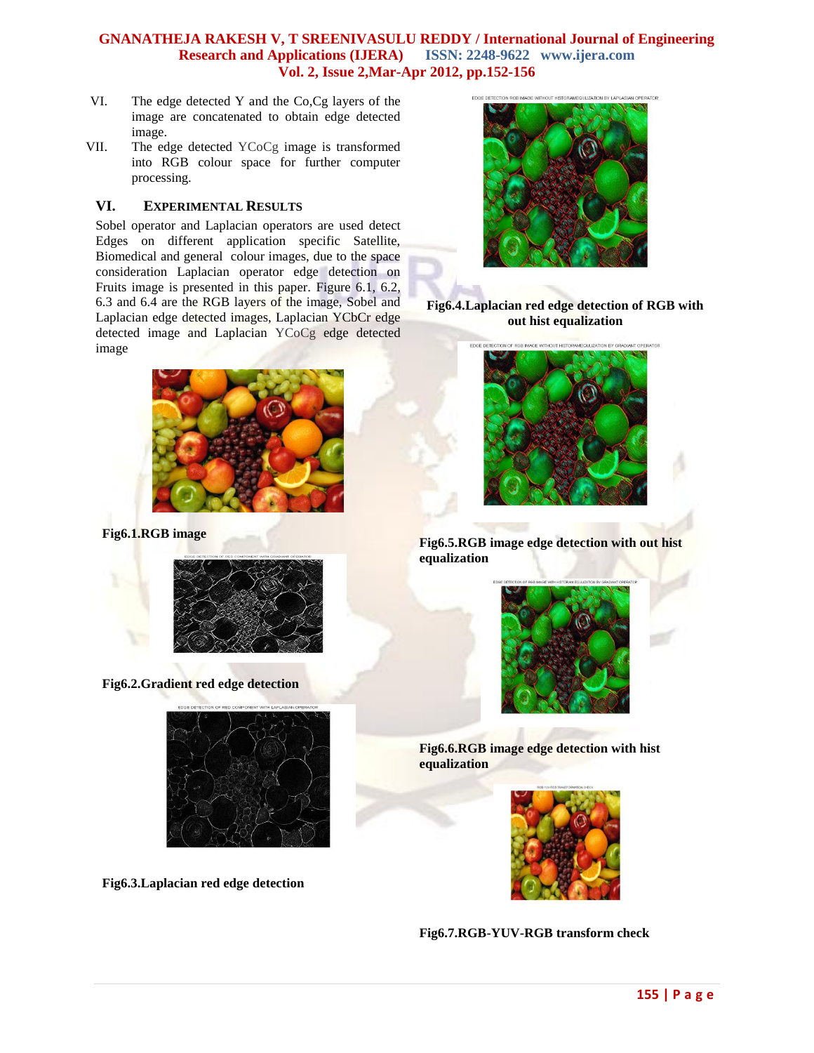VI. The edge detected Y and the Co,Cg layers of the image are concatenated to obtain edge detected image.

VII. The edge detected YCoCg image is transformed into RGB colour space for further computer processing.

## VI. EXPERIMENTAL RESULTS

Sobel operator and Laplacian operators are used detect Edges on different application specific Satellite, Biomedical and general colour images, due to the space consideration Laplacian operator edge detection on Fruits image is presented in this paper. Figure 6.1, 6.2, 6.3 and 6.4 are the RGB layers of the image, Sobel and Laplacian edge detected images, Laplacian YCbCr edge detected image and Laplacian YCoCg edge detected image

**Fig6.1.RGB image**

**Fig6.2.Gradient red edge detection**

**Fig6.3.Laplacian red edge detection**

**Fig6.4.Laplacian red edge detection of RGB with out hist equalization**

**Fig6.5.RGB image edge detection with out hist equalization**

**Fig6.6.RGB image edge detection with hist equalization**

**Fig6.7.RGB-YUV-RGB transform check**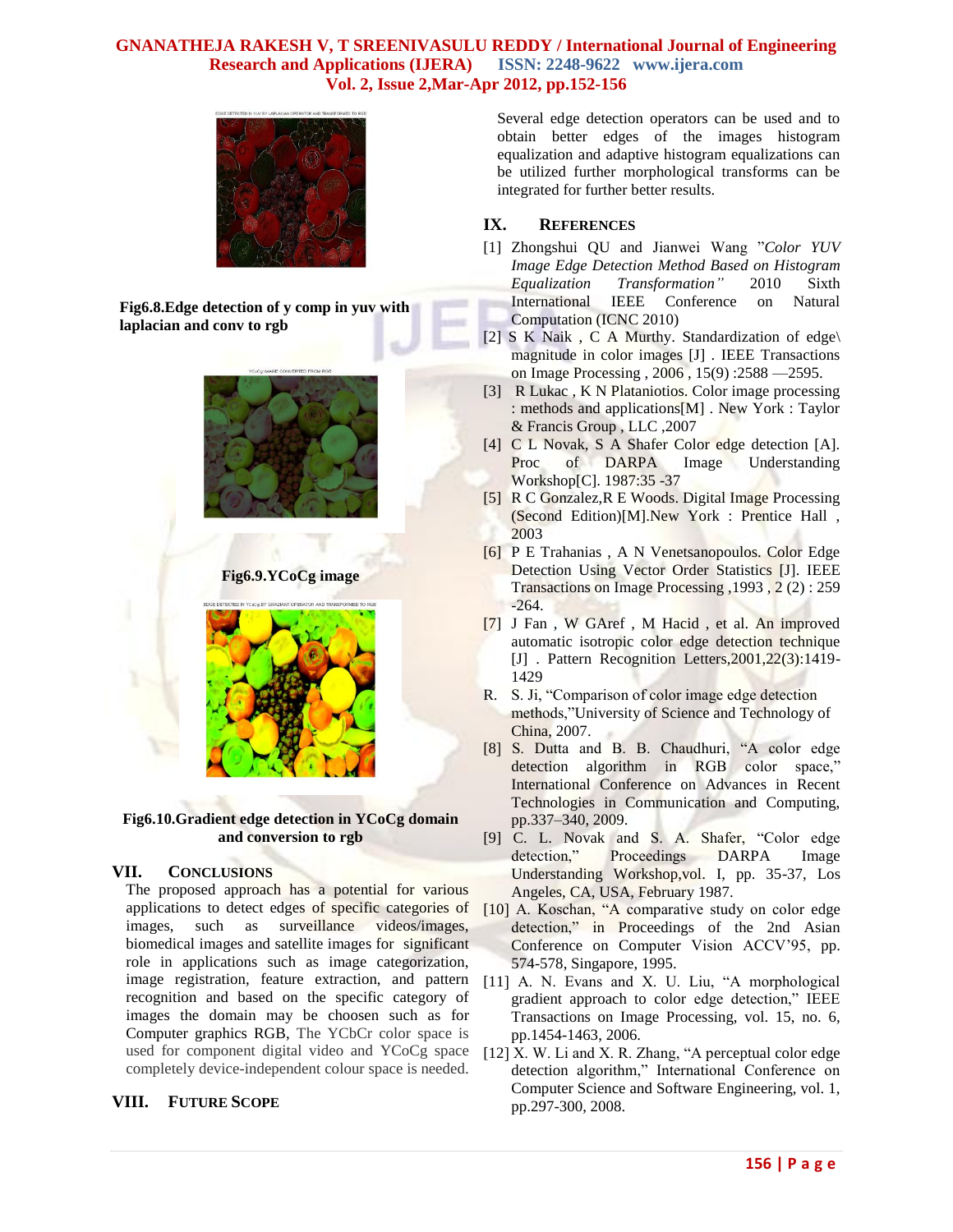Fig6.8.Edge detection of y comp in yuv with laplacian and conv to rgb

Fig6.9.YCoCg image

Fig6.10.Gradient edge detection in YCoCg domain and conversion to rgb

## VII. CONCLUSIONS

The proposed approach has a potential for various applications to detect edges of specific categories of images, such as surveillance videos/images, biomedical images and satellite images for significant role in applications such as image categorization, image registration, feature extraction, and pattern recognition and based on the specific category of images the domain may be choosen such as for Computer graphics RGB, The YCbCr color space is used for component digital video and YCoCg space completely device-independent colour space is needed.

## VIII. FUTURE SCOPE

Several edge detection operators can be used and to obtain better edges of the images histogram equalization and adaptive histogram equalizations can be utilized further morphological transforms can be integrated for further better results.

## IX. REFERENCES

[1] Zhongshui QU and Jianwei Wang "*Color YUV Image Edge Detection Method Based on Histogram Equalization Transformation"* 2010 Sixth International IEEE Conference on Natural Computation (ICNC 2010)

[2] S K Naik , C A Murthy. Standardization of edge\ magnitude in color images [J] . IEEE Transactions on Image Processing , 2006 , 15(9) :2588 —2595.

[3] R Lukac , K N Plataniotios. Color image processing : methods and applications[M] . New York : Taylor & Francis Group , LLC ,2007

[4] C L Novak, S A Shafer Color edge detection [A]. Proc of DARPA Image Understanding Workshop[C]. 1987:35 -37

[5] R C Gonzalez,R E Woods. Digital Image Processing (Second Edition)[M].New York : Prentice Hall , 2003

[6] P E Trahanias , A N Venetsanopoulos. Color Edge Detection Using Vector Order Statistics [J]. IEEE Transactions on Image Processing ,1993 , 2 (2) : 259 -264.

[7] J Fan , W GAref , M Hacid , et al. An improved automatic isotropic color edge detection technique [J] . Pattern Recognition Letters,2001,22(3):1419-1429

R. S. Ji, "Comparison of color image edge detection methods,"University of Science and Technology of China, 2007.

[8] S. Dutta and B. B. Chaudhuri, "A color edge detection algorithm in RGB color space," International Conference on Advances in Recent Technologies in Communication and Computing, pp.337–340, 2009.

[9] C. L. Novak and S. A. Shafer, "Color edge detection," Proceedings DARPA Image Understanding Workshop,vol. I, pp. 35-37, Los Angeles, CA, USA, February 1987.

[10] A. Koschan, "A comparative study on color edge detection," in Proceedings of the 2nd Asian Conference on Computer Vision ACCV'95, pp. 574-578, Singapore, 1995.

[11] A. N. Evans and X. U. Liu, "A morphological gradient approach to color edge detection," IEEE Transactions on Image Processing, vol. 15, no. 6, pp.1454-1463, 2006.

[12] X. W. Li and X. R. Zhang, "A perceptual color edge detection algorithm," International Conference on Computer Science and Software Engineering, vol. 1, pp.297-300, 2008.